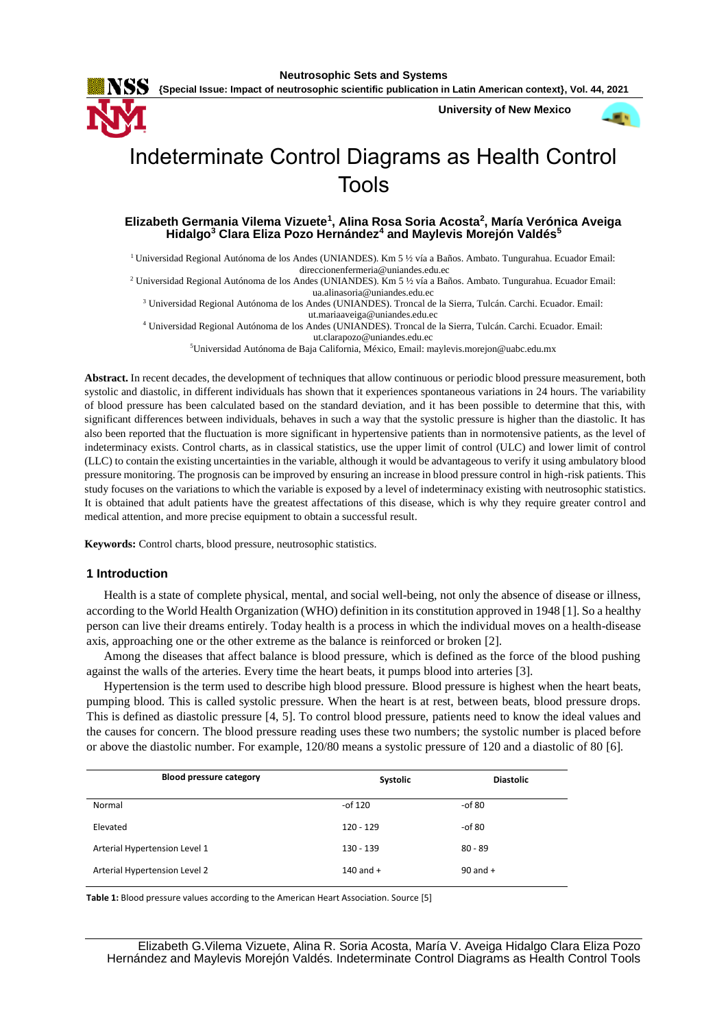# Indeterminate Control Diagrams as Health Control Tools

**Elizabeth Germania Vilema Vizuete[1], Alina Rosa Soria Acosta[2], María Verónica Aveiga Hidalgo[3] Clara Eliza Pozo Hernández[4] and Maylevis Morejón Valdés[5]**

[1] Universidad Regional Autónoma de los Andes (UNIANDES). Km 5 ½ vía a Baños. Ambato. Tungurahua. Ecuador Email: direccionenfermeria@uniandes.edu.ec

[2] Universidad Regional Autónoma de los Andes (UNIANDES). Km 5 ½ vía a Baños. Ambato. Tungurahua. Ecuador Email: ua.alinasoria@uniandes.edu.ec

[3] Universidad Regional Autónoma de los Andes (UNIANDES). Troncal de la Sierra, Tulcán. Carchi. Ecuador. Email: ut.mariaaveiga@uniandes.edu.ec

[4] Universidad Regional Autónoma de los Andes (UNIANDES). Troncal de la Sierra, Tulcán. Carchi. Ecuador. Email: ut.clarapozo@uniandes.edu.ec

[5] Universidad Autónoma de Baja California, México, Email: maylevis.morejon@uabc.edu.mx

**Abstract.** In recent decades, the development of techniques that allow continuous or periodic blood pressure measurement, both systolic and diastolic, in different individuals has shown that it experiences spontaneous variations in 24 hours. The variability of blood pressure has been calculated based on the standard deviation, and it has been possible to determine that this, with significant differences between individuals, behaves in such a way that the systolic pressure is higher than the diastolic. It has also been reported that the fluctuation is more significant in hypertensive patients than in normotensive patients, as the level of indeterminacy exists. Control charts, as in classical statistics, use the upper limit of control (ULC) and lower limit of control (LLC) to contain the existing uncertainties in the variable, although it would be advantageous to verify it using ambulatory blood pressure monitoring. The prognosis can be improved by ensuring an increase in blood pressure control in high-risk patients. This study focuses on the variations to which the variable is exposed by a level of indeterminacy existing with neutrosophic statistics. It is obtained that adult patients have the greatest affectations of this disease, which is why they require greater control and medical attention, and more precise equipment to obtain a successful result.

**Keywords:** Control charts, blood pressure, neutrosophic statistics.

## 1 Introduction

Health is a state of complete physical, mental, and social well-being, not only the absence of disease or illness, according to the World Health Organization (WHO) definition in its constitution approved in 1948 [1]. So a healthy person can live their dreams entirely. Today health is a process in which the individual moves on a health-disease axis, approaching one or the other extreme as the balance is reinforced or broken [2].

Among the diseases that affect balance is blood pressure, which is defined as the force of the blood pushing against the walls of the arteries. Every time the heart beats, it pumps blood into arteries [3].

Hypertension is the term used to describe high blood pressure. Blood pressure is highest when the heart beats, pumping blood. This is called systolic pressure. When the heart is at rest, between beats, blood pressure drops. This is defined as diastolic pressure [4, 5]. To control blood pressure, patients need to know the ideal values and the causes for concern. The blood pressure reading uses these two numbers; the systolic number is placed before or above the diastolic number. For example, 120/80 means a systolic pressure of 120 and a diastolic of 80 [6].

| Blood pressure category | Systolic | Diastolic |
|---|---|---|
| Normal | -of 120 | -of 80 |
| Elevated | 120 - 129 | -of 80 |
| Arterial Hypertension Level 1 | 130 - 139 | 80 - 89 |
| Arterial Hypertension Level 2 | 140 and + | 90 and + |

**Table 1:** Blood pressure values according to the American Heart Association. Source [5]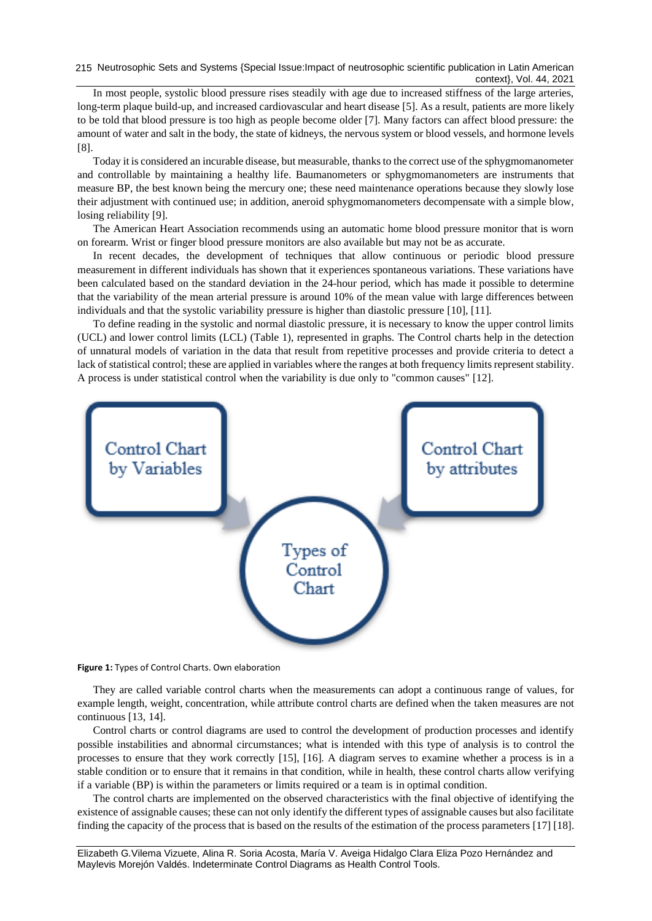In most people, systolic blood pressure rises steadily with age due to increased stiffness of the large arteries, long-term plaque build-up, and increased cardiovascular and heart disease [5]. As a result, patients are more likely to be told that blood pressure is too high as people become older [7]. Many factors can affect blood pressure: the amount of water and salt in the body, the state of kidneys, the nervous system or blood vessels, and hormone levels [8].

Today it is considered an incurable disease, but measurable, thanks to the correct use of the sphygmomanometer and controllable by maintaining a healthy life. Baumanometers or sphygmomanometers are instruments that measure BP, the best known being the mercury one; these need maintenance operations because they slowly lose their adjustment with continued use; in addition, aneroid sphygmomanometers decompensate with a simple blow, losing reliability [9].

The American Heart Association recommends using an automatic home blood pressure monitor that is worn on forearm. Wrist or finger blood pressure monitors are also available but may not be as accurate.

In recent decades, the development of techniques that allow continuous or periodic blood pressure measurement in different individuals has shown that it experiences spontaneous variations. These variations have been calculated based on the standard deviation in the 24-hour period, which has made it possible to determine that the variability of the mean arterial pressure is around 10% of the mean value with large differences between individuals and that the systolic variability pressure is higher than diastolic pressure [10], [11].

To define reading in the systolic and normal diastolic pressure, it is necessary to know the upper control limits (UCL) and lower control limits (LCL) (Table 1), represented in graphs. The Control charts help in the detection of unnatural models of variation in the data that result from repetitive processes and provide criteria to detect a lack of statistical control; these are applied in variables where the ranges at both frequency limits represent stability. A process is under statistical control when the variability is due only to "common causes" [12].

Control Chart by Variables

Control Chart by attributes

Types of Control Chart

**Figure 1:** Types of Control Charts. Own elaboration

They are called variable control charts when the measurements can adopt a continuous range of values, for example length, weight, concentration, while attribute control charts are defined when the taken measures are not continuous [13, 14].

Control charts or control diagrams are used to control the development of production processes and identify possible instabilities and abnormal circumstances; what is intended with this type of analysis is to control the processes to ensure that they work correctly [15], [16]. A diagram serves to examine whether a process is in a stable condition or to ensure that it remains in that condition, while in health, these control charts allow verifying if a variable (BP) is within the parameters or limits required or a team is in optimal condition.

The control charts are implemented on the observed characteristics with the final objective of identifying the existence of assignable causes; these can not only identify the different types of assignable causes but also facilitate finding the capacity of the process that is based on the results of the estimation of the process parameters [17] [18].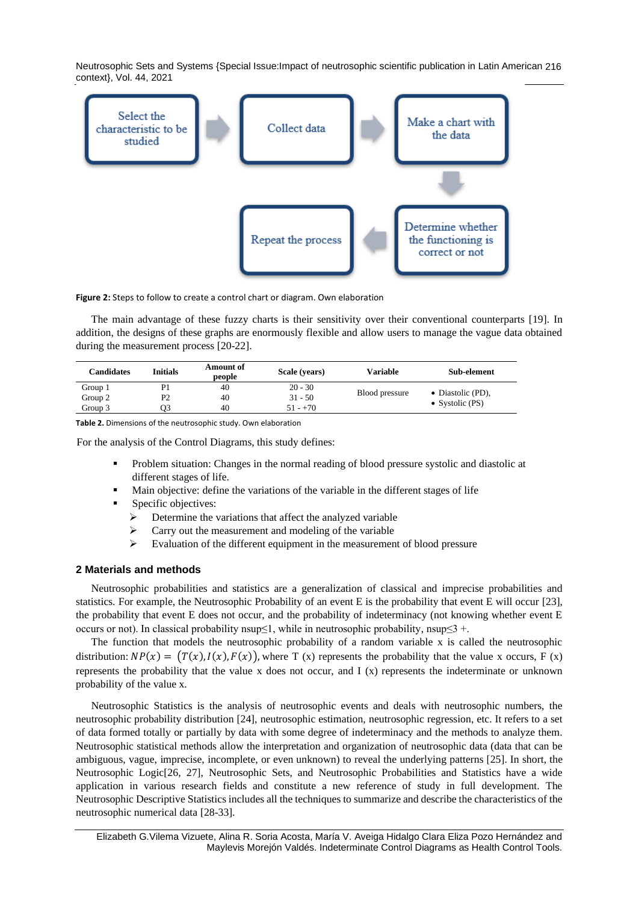Select the characteristic to be studied → Collect data → Make a chart with the data → Determine whether the functioning is correct or not → Repeat the process

**Figure 2:** Steps to follow to create a control chart or diagram. Own elaboration

The main advantage of these fuzzy charts is their sensitivity over their conventional counterparts [19]. In addition, the designs of these graphs are enormously flexible and allow users to manage the vague data obtained during the measurement process [20-22].

| Candidates | Initials | Amount of people | Scale (years) | Variable | Sub-element |
|---|---|---|---|---|---|
| Group 1 | P1 | 40 | 20 - 30 | Blood pressure | • Diastolic (PD), • Systolic (PS) |
| Group 2 | P2 | 40 | 31 - 50 | | |
| Group 3 | Q3 | 40 | 51 - +70 | | |

**Table 2.** Dimensions of the neutrosophic study. Own elaboration

For the analysis of the Control Diagrams, this study defines:

- Problem situation: Changes in the normal reading of blood pressure systolic and diastolic at different stages of life.
- Main objective: define the variations of the variable in the different stages of life
- Specific objectives:
  - Determine the variations that affect the analyzed variable
  - Carry out the measurement and modeling of the variable
  - Evaluation of the different equipment in the measurement of blood pressure

## 2 Materials and methods

Neutrosophic probabilities and statistics are a generalization of classical and imprecise probabilities and statistics. For example, the Neutrosophic Probability of an event E is the probability that event E will occur [23], the probability that event E does not occur, and the probability of indeterminacy (not knowing whether event E occurs or not). In classical probability nsup≤1, while in neutrosophic probability, nsup≤3 +.

The function that models the neutrosophic probability of a random variable x is called the neutrosophic distribution: $NP(x) = \big(T(x), I(x), F(x)\big)$, where T (x) represents the probability that the value x occurs, F (x) represents the probability that the value x does not occur, and I (x) represents the indeterminate or unknown probability of the value x.

Neutrosophic Statistics is the analysis of neutrosophic events and deals with neutrosophic numbers, the neutrosophic probability distribution [24], neutrosophic estimation, neutrosophic regression, etc. It refers to a set of data formed totally or partially by data with some degree of indeterminacy and the methods to analyze them. Neutrosophic statistical methods allow the interpretation and organization of neutrosophic data (data that can be ambiguous, vague, imprecise, incomplete, or even unknown) to reveal the underlying patterns [25]. In short, the Neutrosophic Logic[26, 27], Neutrosophic Sets, and Neutrosophic Probabilities and Statistics have a wide application in various research fields and constitute a new reference of study in full development. The Neutrosophic Descriptive Statistics includes all the techniques to summarize and describe the characteristics of the neutrosophic numerical data [28-33].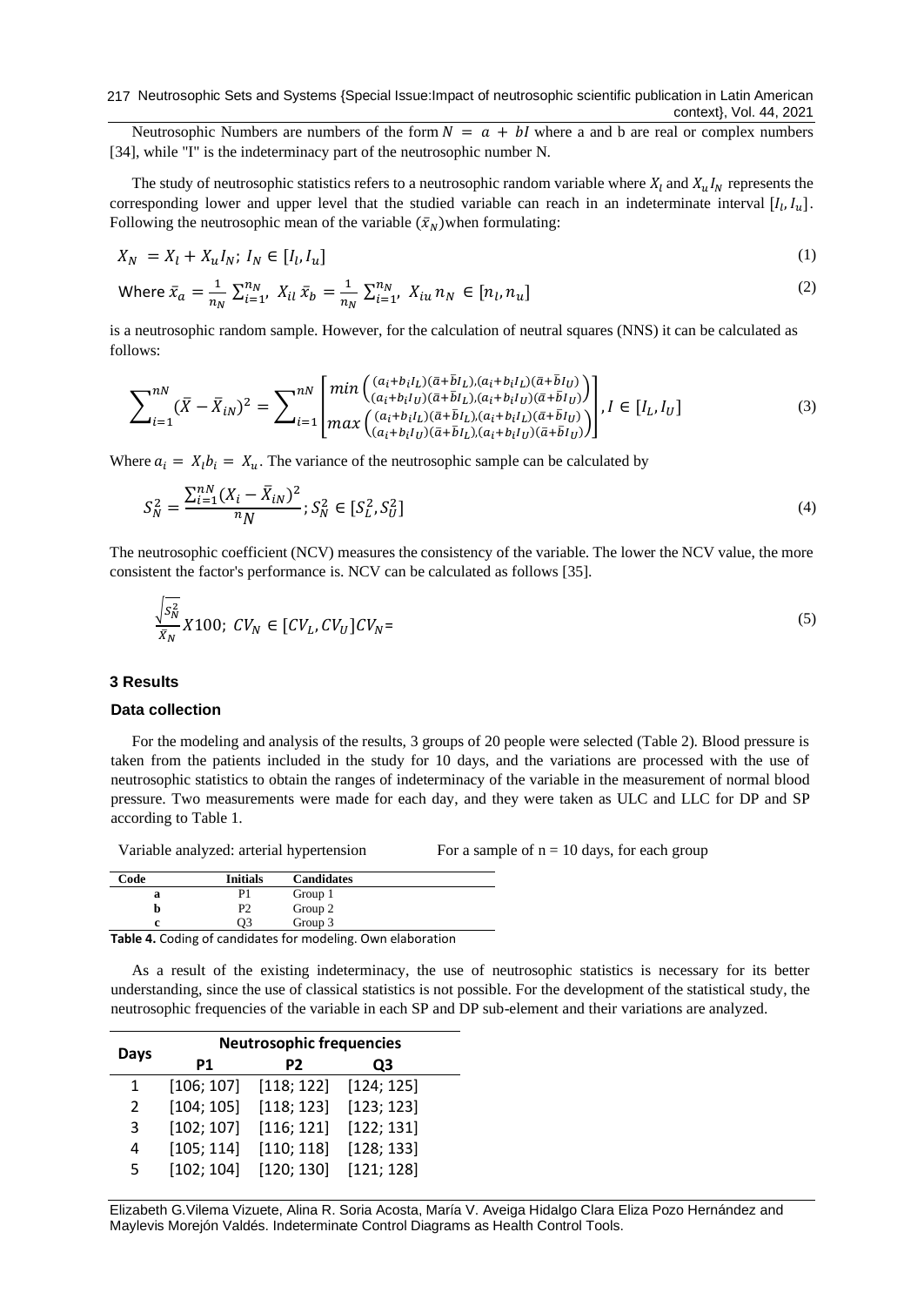Neutrosophic Numbers are numbers of the form $N = a + bI$ where a and b are real or complex numbers [34], while "I" is the indeterminacy part of the neutrosophic number N.

The study of neutrosophic statistics refers to a neutrosophic random variable where $X_l$ and $X_u I_N$ represents the corresponding lower and upper level that the studied variable can reach in an indeterminate interval $[I_l, I_u]$. Following the neutrosophic mean of the variable $(\bar{x}_N)$when formulating:

$$X_N = X_l + X_u I_N;\ I_N \in [I_l, I_u] \tag{1}$$

$$\text{Where } \bar{x}_a = \frac{1}{n_N} \sum_{i=1}^{n_N},\ X_{il}\ \bar{x}_b = \frac{1}{n_N} \sum_{i=1}^{n_N},\ X_{iu}\, n_N \in [n_l, n_u] \tag{2}$$

is a neutrosophic random sample. However, for the calculation of neutral squares (NNS) it can be calculated as follows:

$$\sum_{i=1}^{nN} (\bar{X} - \bar{X}_{iN})^2 = \sum_{i=1}^{nN} \begin{bmatrix} min \begin{pmatrix} (a_i+b_iI_L)(\bar{a}+\bar{b}I_L),(a_i+b_iI_L)(\bar{a}+\bar{b}I_U) \\ (a_i+b_iI_U)(\bar{a}+\bar{b}I_L),(a_i+b_iI_U)(\bar{a}+\bar{b}I_U) \end{pmatrix} \\ max \begin{pmatrix} (a_i+b_iI_L)(\bar{a}+\bar{b}I_L),(a_i+b_iI_L)(\bar{a}+\bar{b}I_U) \\ (a_i+b_iI_U)(\bar{a}+\bar{b}I_L),(a_i+b_iI_U)(\bar{a}+\bar{b}I_U) \end{pmatrix} \end{bmatrix}, I \in [I_L, I_U] \tag{3}$$

Where $a_i = X_l b_i = X_u$. The variance of the neutrosophic sample can be calculated by

$$S_N^2 = \frac{\sum_{i=1}^{nN} (X_i - \bar{X}_{iN})^2}{{}^{n}N};\ S_N^2 \in [S_L^2, S_U^2] \tag{4}$$

The neutrosophic coefficient (NCV) measures the consistency of the variable. The lower the NCV value, the more consistent the factor's performance is. NCV can be calculated as follows [35].

$$\frac{\sqrt{S_N^2}}{\bar{X}_N} X100;\ CV_N \in [CV_L, CV_U] CV_N = \tag{5}$$

## 3 Results

### Data collection

For the modeling and analysis of the results, 3 groups of 20 people were selected (Table 2). Blood pressure is taken from the patients included in the study for 10 days, and the variations are processed with the use of neutrosophic statistics to obtain the ranges of indeterminacy of the variable in the measurement of normal blood pressure. Two measurements were made for each day, and they were taken as ULC and LLC for DP and SP according to Table 1.

Variable analyzed: arterial hypertension For a sample of n = 10 days, for each group

| Code | Initials | Candidates |
|---|---|---|
| a | P1 | Group 1 |
| b | P2 | Group 2 |
| c | Q3 | Group 3 |

**Table 4.** Coding of candidates for modeling. Own elaboration

As a result of the existing indeterminacy, the use of neutrosophic statistics is necessary for its better understanding, since the use of classical statistics is not possible. For the development of the statistical study, the neutrosophic frequencies of the variable in each SP and DP sub-element and their variations are analyzed.

| Days | Neutrosophic frequencies | | |
|---|---|---|---|
| | P1 | P2 | Q3 |
| 1 | [106; 107] | [118; 122] | [124; 125] |
| 2 | [104; 105] | [118; 123] | [123; 123] |
| 3 | [102; 107] | [116; 121] | [122; 131] |
| 4 | [105; 114] | [110; 118] | [128; 133] |
| 5 | [102; 104] | [120; 130] | [121; 128] |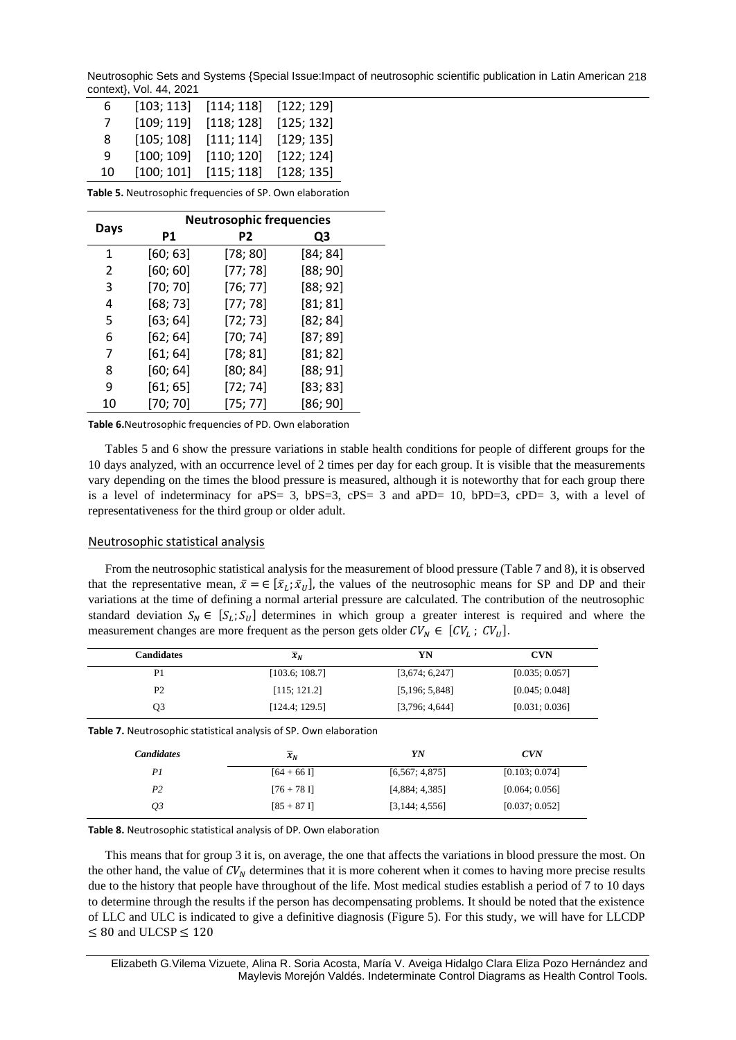| 6 | [103; 113] | [114; 118] | [122; 129] |
|---|---|---|---|
| 7 | [109; 119] | [118; 128] | [125; 132] |
| 8 | [105; 108] | [111; 114] | [129; 135] |
| 9 | [100; 109] | [110; 120] | [122; 124] |
| 10 | [100; 101] | [115; 118] | [128; 135] |

**Table 5.** Neutrosophic frequencies of SP. Own elaboration

| Days | Neutrosophic frequencies | | |
|---|---|---|---|
| | P1 | P2 | Q3 |
| 1 | [60; 63] | [78; 80] | [84; 84] |
| 2 | [60; 60] | [77; 78] | [88; 90] |
| 3 | [70; 70] | [76; 77] | [88; 92] |
| 4 | [68; 73] | [77; 78] | [81; 81] |
| 5 | [63; 64] | [72; 73] | [82; 84] |
| 6 | [62; 64] | [70; 74] | [87; 89] |
| 7 | [61; 64] | [78; 81] | [81; 82] |
| 8 | [60; 64] | [80; 84] | [88; 91] |
| 9 | [61; 65] | [72; 74] | [83; 83] |
| 10 | [70; 70] | [75; 77] | [86; 90] |

**Table 6.** Neutrosophic frequencies of PD. Own elaboration

Tables 5 and 6 show the pressure variations in stable health conditions for people of different groups for the 10 days analyzed, with an occurrence level of 2 times per day for each group. It is visible that the measurements vary depending on the times the blood pressure is measured, although it is noteworthy that for each group there is a level of indeterminacy for aPS= 3, bPS=3, cPS= 3 and aPD= 10, bPD=3, cPD= 3, with a level of representativeness for the third group or older adult.

## Neutrosophic statistical analysis

From the neutrosophic statistical analysis for the measurement of blood pressure (Table 7 and 8), it is observed that the representative mean, $\bar{x} = \in [\bar{x}_L; \bar{x}_U]$, the values of the neutrosophic means for SP and DP and their variations at the time of defining a normal arterial pressure are calculated. The contribution of the neutrosophic standard deviation $S_N \in [S_L; S_U]$ determines in which group a greater interest is required and where the measurement changes are more frequent as the person gets older $CV_N \in [CV_L; CV_U]$.

| Candidates | $\bar{x}_N$ | YN | CVN |
|---|---|---|---|
| P1 | [103.6; 108.7] | [3,674; 6,247] | [0.035; 0.057] |
| P2 | [115; 121.2] | [5,196; 5,848] | [0.045; 0.048] |
| Q3 | [124.4; 129.5] | [3,796; 4,644] | [0.031; 0.036] |

**Table 7.** Neutrosophic statistical analysis of SP. Own elaboration

| *Candidates* | $\bar{x}_N$ | *YN* | *CVN* |
|---|---|---|---|
| *P1* | [64 + 66 I] | [6,567; 4,875] | [0.103; 0.074] |
| *P2* | [76 + 78 I] | [4,884; 4,385] | [0.064; 0.056] |
| *Q3* | [85 + 87 I] | [3,144; 4,556] | [0.037; 0.052] |

**Table 8.** Neutrosophic statistical analysis of DP. Own elaboration

This means that for group 3 it is, on average, the one that affects the variations in blood pressure the most. On the other hand, the value of $CV_N$ determines that it is more coherent when it comes to having more precise results due to the history that people have throughout of the life. Most medical studies establish a period of 7 to 10 days to determine through the results if the person has decompensating problems. It should be noted that the existence of LLC and ULC is indicated to give a definitive diagnosis (Figure 5). For this study, we will have for LLCDP $\leq 80$ and ULCSP $\leq 120$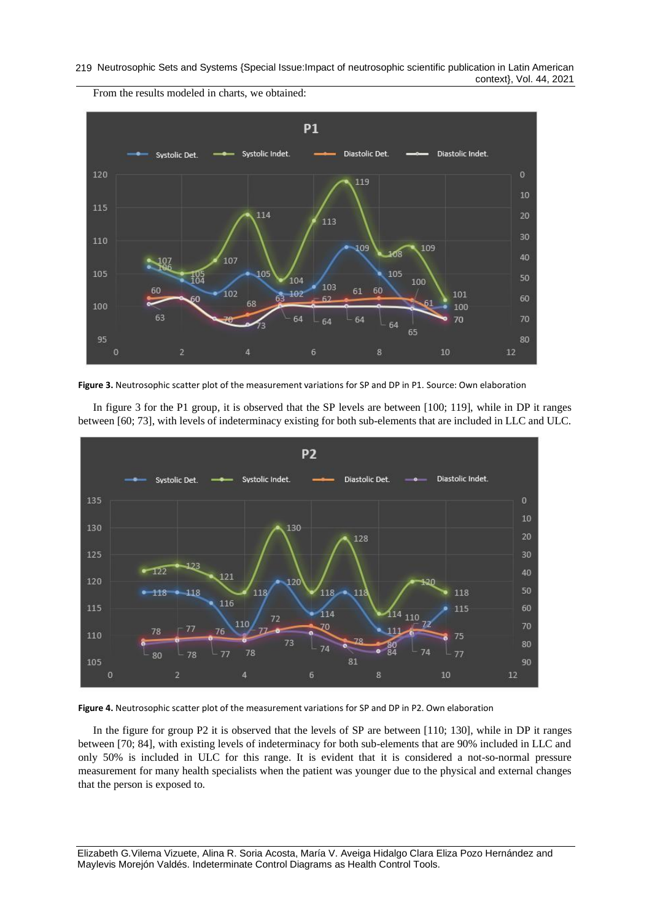From the results modeled in charts, we obtained:

**Figure 3.** Neutrosophic scatter plot of the measurement variations for SP and DP in P1. Source: Own elaboration

In figure 3 for the P1 group, it is observed that the SP levels are between [100; 119], while in DP it ranges between [60; 73], with levels of indeterminacy existing for both sub-elements that are included in LLC and ULC.

**Figure 4.** Neutrosophic scatter plot of the measurement variations for SP and DP in P2. Own elaboration

In the figure for group P2 it is observed that the levels of SP are between [110; 130], while in DP it ranges between [70; 84], with existing levels of indeterminacy for both sub-elements that are 90% included in LLC and only 50% is included in ULC for this range. It is evident that it is considered a not-so-normal pressure measurement for many health specialists when the patient was younger due to the physical and external changes that the person is exposed to.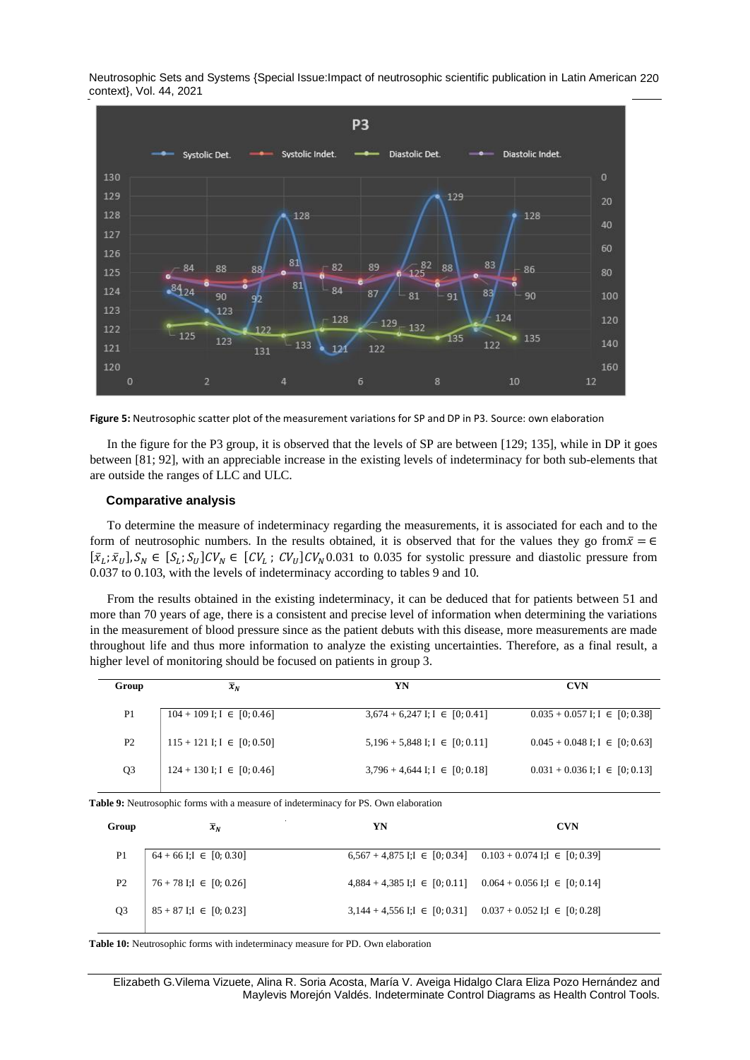**Figure 5:** Neutrosophic scatter plot of the measurement variations for SP and DP in P3. Source: own elaboration

In the figure for the P3 group, it is observed that the levels of SP are between [129; 135], while in DP it goes between [81; 92], with an appreciable increase in the existing levels of indeterminacy for both sub-elements that are outside the ranges of LLC and ULC.

### Comparative analysis

To determine the measure of indeterminacy regarding the measurements, it is associated for each and to the form of neutrosophic numbers. In the results obtained, it is observed that for the values they go from $\bar{x} = \in [\bar{x}_L; \bar{x}_U], S_N \in [S_L; S_U] CV_N \in [CV_L ; CV_U] CV_N$ 0.031 to 0.035 for systolic pressure and diastolic pressure from 0.037 to 0.103, with the levels of indeterminacy according to tables 9 and 10.

From the results obtained in the existing indeterminacy, it can be deduced that for patients between 51 and more than 70 years of age, there is a consistent and precise level of information when determining the variations in the measurement of blood pressure since as the patient debuts with this disease, more measurements are made throughout life and thus more information to analyze the existing uncertainties. Therefore, as a final result, a higher level of monitoring should be focused on patients in group 3.

| Group | $\bar{x}_N$ | YN | CVN |
|---|---|---|---|
| P1 | 104 + 109 I; I ∈ [0; 0.46] | 3,674 + 6,247 I; I ∈ [0; 0.41] | 0.035 + 0.057 I; I ∈ [0; 0.38] |
| P2 | 115 + 121 I; I ∈ [0; 0.50] | 5,196 + 5,848 I; I ∈ [0; 0.11] | 0.045 + 0.048 I; I ∈ [0; 0.63] |
| Q3 | 124 + 130 I; I ∈ [0; 0.46] | 3,796 + 4,644 I; I ∈ [0; 0.18] | 0.031 + 0.036 I; I ∈ [0; 0.13] |

**Table 9:** Neutrosophic forms with a measure of indeterminacy for PS. Own elaboration

| Group | $\bar{x}_N$ | YN | CVN |
|---|---|---|---|
| P1 | 64 + 66 I;I ∈ [0; 0.30] | 6,567 + 4,875 I;I ∈ [0; 0.34] | 0.103 + 0.074 I;I ∈ [0; 0.39] |
| P2 | 76 + 78 I;I ∈ [0; 0.26] | 4,884 + 4,385 I;I ∈ [0; 0.11] | 0.064 + 0.056 I;I ∈ [0; 0.14] |
| Q3 | 85 + 87 I;I ∈ [0; 0.23] | 3,144 + 4,556 I;I ∈ [0; 0.31] | 0.037 + 0.052 I;I ∈ [0; 0.28] |

**Table 10:** Neutrosophic forms with indeterminacy measure for PD. Own elaboration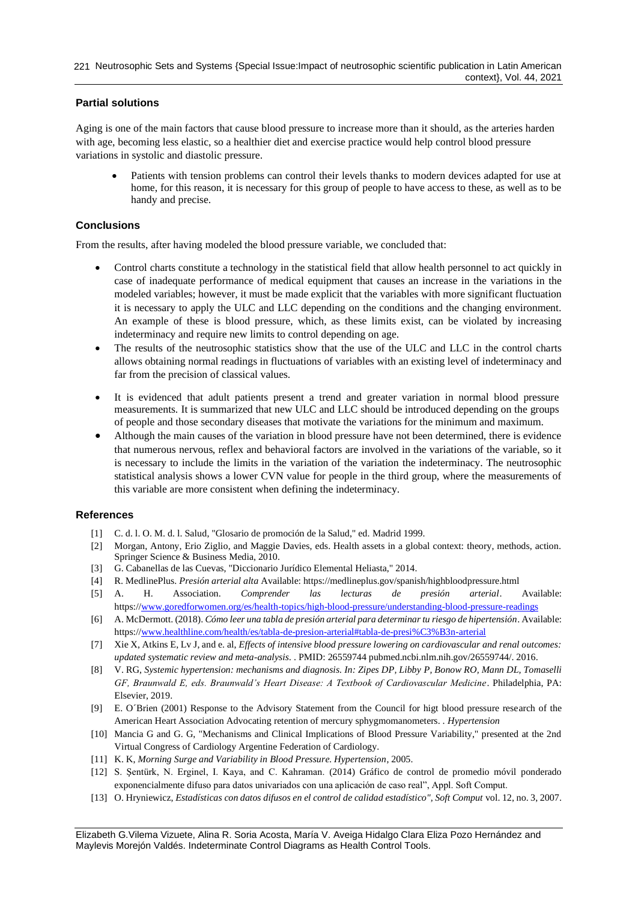### Partial solutions

Aging is one of the main factors that cause blood pressure to increase more than it should, as the arteries harden with age, becoming less elastic, so a healthier diet and exercise practice would help control blood pressure variations in systolic and diastolic pressure.

- Patients with tension problems can control their levels thanks to modern devices adapted for use at home, for this reason, it is necessary for this group of people to have access to these, as well as to be handy and precise.

### Conclusions

From the results, after having modeled the blood pressure variable, we concluded that:

- Control charts constitute a technology in the statistical field that allow health personnel to act quickly in case of inadequate performance of medical equipment that causes an increase in the variations in the modeled variables; however, it must be made explicit that the variables with more significant fluctuation it is necessary to apply the ULC and LLC depending on the conditions and the changing environment. An example of these is blood pressure, which, as these limits exist, can be violated by increasing indeterminacy and require new limits to control depending on age.
- The results of the neutrosophic statistics show that the use of the ULC and LLC in the control charts allows obtaining normal readings in fluctuations of variables with an existing level of indeterminacy and far from the precision of classical values.
- It is evidenced that adult patients present a trend and greater variation in normal blood pressure measurements. It is summarized that new ULC and LLC should be introduced depending on the groups of people and those secondary diseases that motivate the variations for the minimum and maximum.
- Although the main causes of the variation in blood pressure have not been determined, there is evidence that numerous nervous, reflex and behavioral factors are involved in the variations of the variable, so it is necessary to include the limits in the variation of the variation the indeterminacy. The neutrosophic statistical analysis shows a lower CVN value for people in the third group, where the measurements of this variable are more consistent when defining the indeterminacy.

### References

[1] C. d. l. O. M. d. l. Salud, "Glosario de promoción de la Salud," ed. Madrid 1999.

[2] Morgan, Antony, Erio Ziglio, and Maggie Davies, eds. Health assets in a global context: theory, methods, action. Springer Science & Business Media, 2010.

[3] G. Cabanellas de las Cuevas, "Diccionario Jurídico Elemental Heliasta," 2014.

[4] R. MedlinePlus. *Presión arterial alta* Available: https://medlineplus.gov/spanish/highbloodpressure.html

[5] A. H. Association. *Comprender las lecturas de presión arterial*. Available: https://www.goredforwomen.org/es/health-topics/high-blood-pressure/understanding-blood-pressure-readings

[6] A. McDermott. (2018). *Cómo leer una tabla de presión arterial para determinar tu riesgo de hipertensión*. Available: https://www.healthline.com/health/es/tabla-de-presion-arterial#tabla-de-presi%C3%B3n-arterial

[7] Xie X, Atkins E, Lv J, and e. al, *Effects of intensive blood pressure lowering on cardiovascular and renal outcomes: updated systematic review and meta-analysis*. . PMID: 26559744 pubmed.ncbi.nlm.nih.gov/26559744/. 2016.

[8] V. RG, *Systemic hypertension: mechanisms and diagnosis. In: Zipes DP, Libby P, Bonow RO, Mann DL, Tomaselli GF, Braunwald E, eds. Braunwald's Heart Disease: A Textbook of Cardiovascular Medicine*. Philadelphia, PA: Elsevier, 2019.

[9] E. O´Brien (2001) Response to the Advisory Statement from the Council for higt blood pressure research of the American Heart Association Advocating retention of mercury sphygmomanometers. . *Hypertension*

[10] Mancia G and G. G, "Mechanisms and Clinical Implications of Blood Pressure Variability," presented at the 2nd Virtual Congress of Cardiology Argentine Federation of Cardiology.

[11] K. K, *Morning Surge and Variability in Blood Pressure. Hypertension*, 2005.

[12] S. Şentürk, N. Erginel, I. Kaya, and C. Kahraman. (2014) Gráfico de control de promedio móvil ponderado exponencialmente difuso para datos univariados con una aplicación de caso real", Appl. Soft Comput.

[13] O. Hryniewicz, *Estadísticas con datos difusos en el control de calidad estadístico", Soft Comput* vol. 12, no. 3, 2007.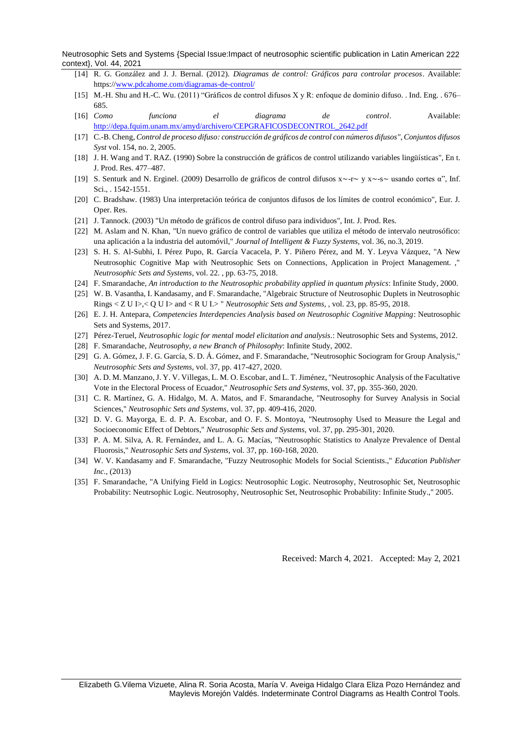[14] R. G. González and J. J. Bernal. (2012). *Diagramas de control: Gráficos para controlar procesos*. Available: https://www.pdcahome.com/diagramas-de-control/

[15] M.-H. Shu and H.-C. Wu. (2011) "Gráficos de control difusos X y R: enfoque de dominio difuso. . Ind. Eng. . 676–685.

[16] *Como funciona el diagrama de control*. Available: http://depa.fquim.unam.mx/amyd/archivero/CEPGRAFICOSDECONTROL_2642.pdf

[17] C.-B. Cheng, *Control de proceso difuso: construcción de gráficos de control con números difusos", Conjuntos difusos Syst* vol. 154, no. 2, 2005.

[18] J. H. Wang and T. RAZ. (1990) Sobre la construcción de gráficos de control utilizando variables lingüísticas", En t. J. Prod. Res. 477–487.

[19] S. Senturk and N. Erginel. (2009) Desarrollo de gráficos de control difusos x∼-r∼ y x∼-s∼ usando cortes α", Inf. Sci., . 1542-1551.

[20] C. Bradshaw. (1983) Una interpretación teórica de conjuntos difusos de los límites de control económico", Eur. J. Oper. Res.

[21] J. Tannock. (2003) "Un método de gráficos de control difuso para individuos", Int. J. Prod. Res.

[22] M. Aslam and N. Khan, "Un nuevo gráfico de control de variables que utiliza el método de intervalo neutrosófico: una aplicación a la industria del automóvil," *Journal of Intelligent & Fuzzy Systems,* vol. 36, no.3, 2019.

[23] S. H. S. Al-Subhi, I. Pérez Pupo, R. García Vacacela, P. Y. Piñero Pérez, and M. Y. Leyva Vázquez, "A New Neutrosophic Cognitive Map with Neutrosophic Sets on Connections, Application in Project Management. ," *Neutrosophic Sets and Systems,* vol. 22. , pp. 63-75, 2018.

[24] F. Smarandache, *An introduction to the Neutrosophic probability applied in quantum physics*: Infinite Study, 2000.

[25] W. B. Vasantha, I. Kandasamy, and F. Smarandache, "Algebraic Structure of Neutrosophic Duplets in Neutrosophic Rings < Z U I>,< Q U I> and < R U I.> " *Neutrosophic Sets and Systems,* , vol. 23, pp. 85-95, 2018.

[26] E. J. H. Antepara, *Competencies Interdepencies Analysis based on Neutrosophic Cognitive Mapping*: Neutrosophic Sets and Systems, 2017.

[27] Pérez-Teruel, *Neutrosophic logic for mental model elicitation and analysis*.: Neutrosophic Sets and Systems, 2012.

[28] F. Smarandache, *Neutrosophy, a new Branch of Philosophy*: Infinite Study, 2002.

[29] G. A. Gómez, J. F. G. García, S. D. Á. Gómez, and F. Smarandache, "Neutrosophic Sociogram for Group Analysis," *Neutrosophic Sets and Systems,* vol. 37, pp. 417-427, 2020.

[30] A. D. M. Manzano, J. Y. V. Villegas, L. M. O. Escobar, and L. T. Jiménez, "Neutrosophic Analysis of the Facultative Vote in the Electoral Process of Ecuador," *Neutrosophic Sets and Systems,* vol. 37, pp. 355-360, 2020.

[31] C. R. Martínez, G. A. Hidalgo, M. A. Matos, and F. Smarandache, "Neutrosophy for Survey Analysis in Social Sciences," *Neutrosophic Sets and Systems*, vol. 37, pp. 409-416, 2020.

[32] D. V. G. Mayorga, E. d. P. A. Escobar, and O. F. S. Montoya, "Neutrosophy Used to Measure the Legal and Socioeconomic Effect of Debtors," *Neutrosophic Sets and Systems,* vol. 37, pp. 295-301, 2020.

[33] P. A. M. Silva, A. R. Fernández, and L. A. G. Macías, "Neutrosophic Statistics to Analyze Prevalence of Dental Fluorosis," *Neutrosophic Sets and Systems,* vol. 37, pp. 160-168, 2020.

[34] W. V. Kandasamy and F. Smarandache, "Fuzzy Neutrosophic Models for Social Scientists.," *Education Publisher Inc.,* (2013)

[35] F. Smarandache, "A Unifying Field in Logics: Neutrosophic Logic. Neutrosophy, Neutrosophic Set, Neutrosophic Probability: Neutrsophic Logic. Neutrosophy, Neutrosophic Set, Neutrosophic Probability: Infinite Study.," 2005.

Received: March 4, 2021. Accepted: May 2, 2021